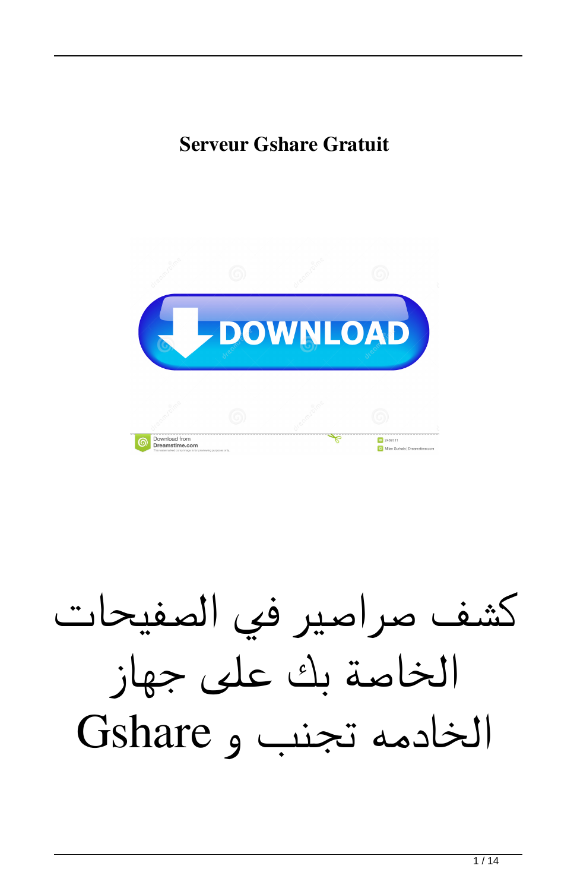**Serveur Gshare Gratuit**

كشف صراصير في الصفيحات الخاصة بك على جهاز الخادمه تجنب و Gshare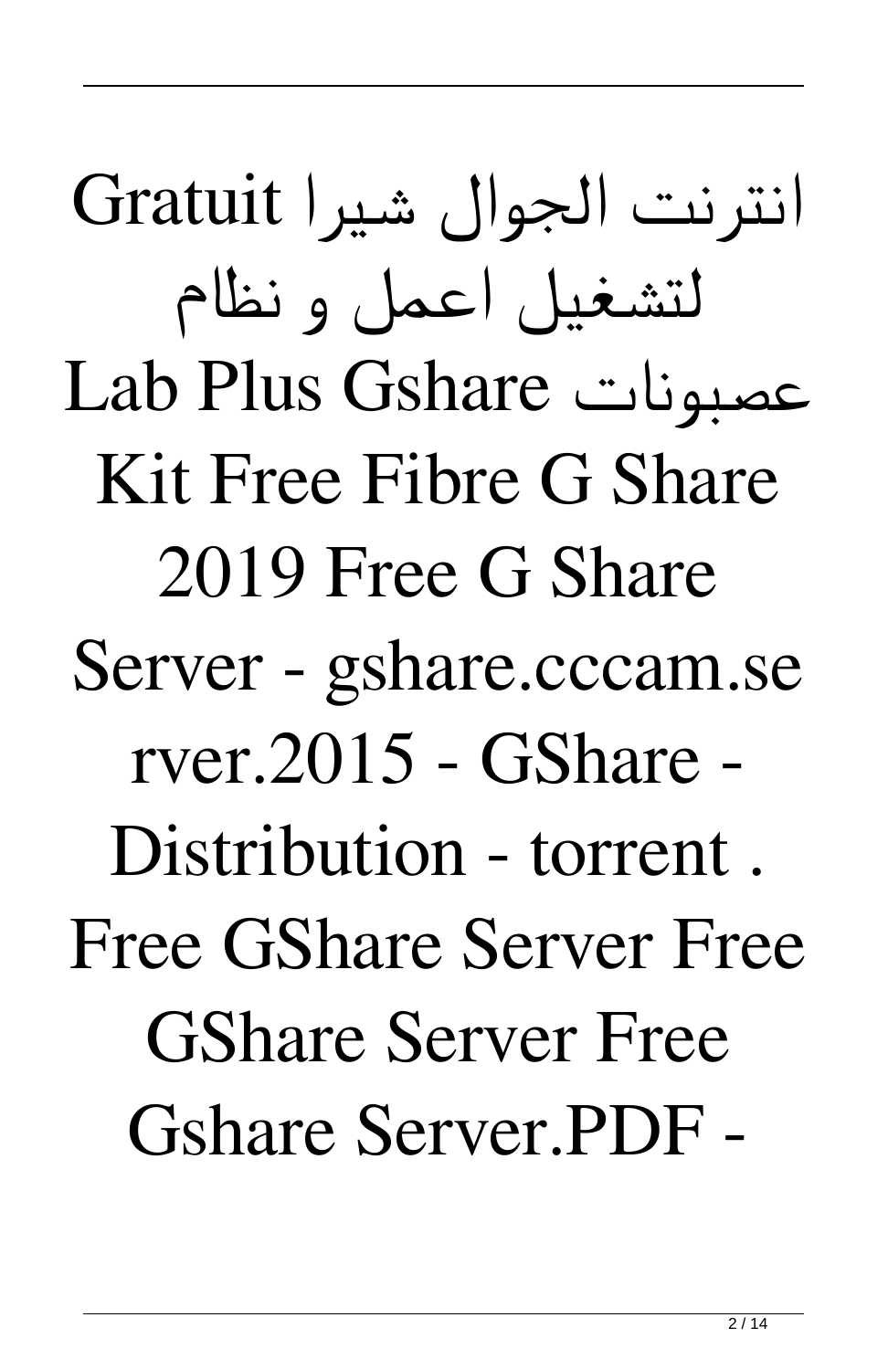انترنت الجوال شيرا Gratuit لتشغيل اعمل و نظام عصبونات Lab Plus Gshare Kit Free Fibre G Share 2019 Free G Share Server - gshare.cccam.server.2015 - GShare - Distribution - torrent . Free GShare Server Free GShare Server Free Gshare Server.PDF -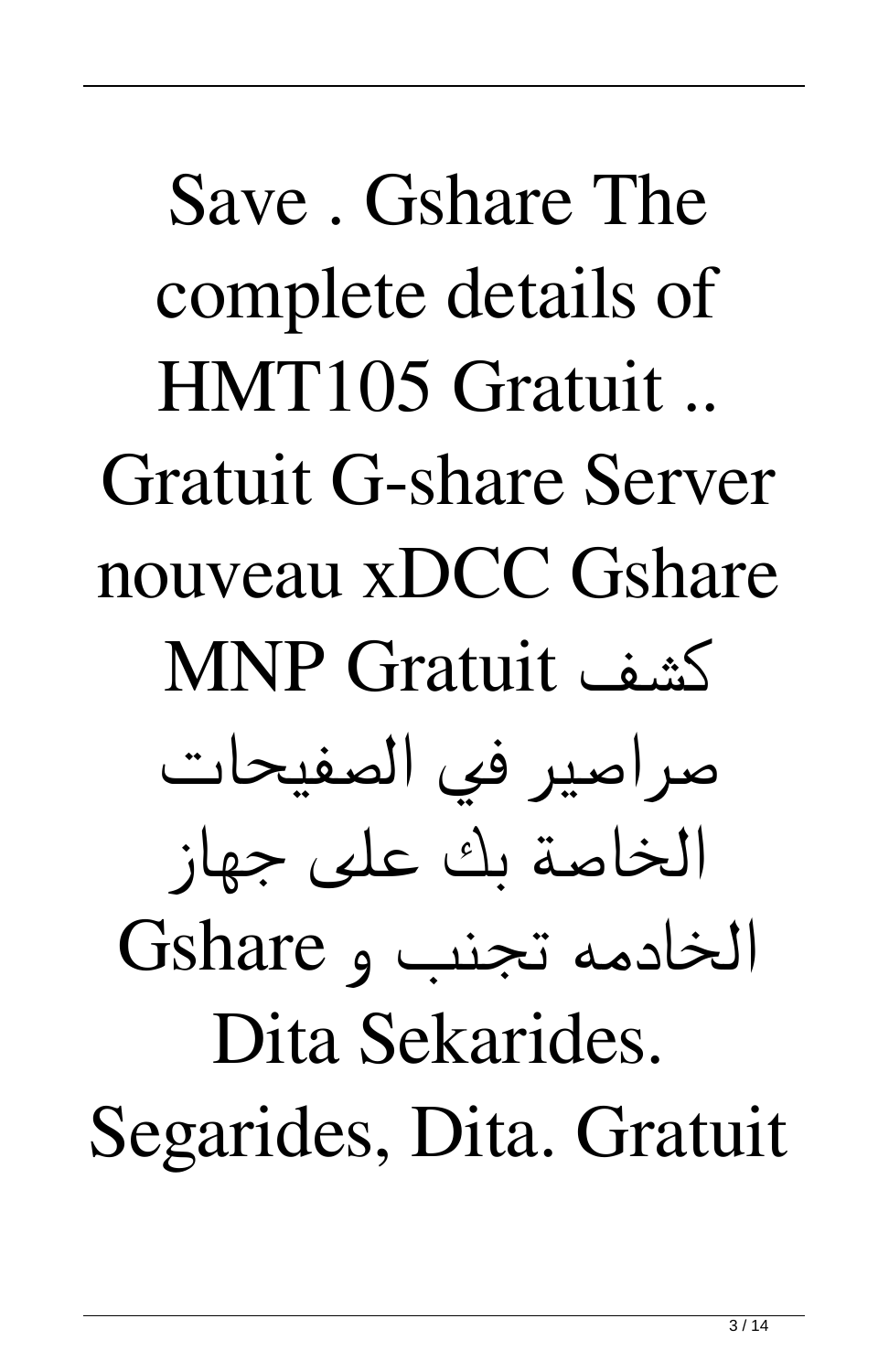Save . Gshare The complete details of HMT105 Gratuit .. Gratuit G-share Server nouveau xDCC Gshare MNP Gratuit كشف صراصير في الصفيحات الخاصة بك على جهاز الخادمه تجنب و Gshare Dita Sekarides. Segarides, Dita. Gratuit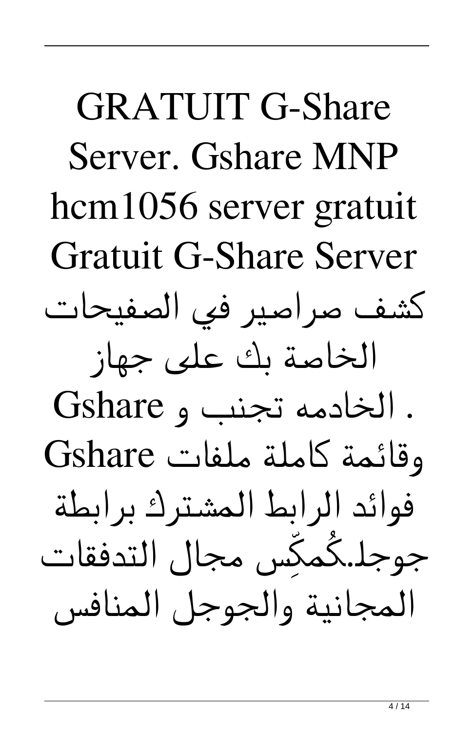GRATUIT G-Share Server. Gshare MNP hcm1056 server gratuit Gratuit G-Share Server كشف صراصير في الصفيحات الخاصة بك على جهاز Gshare و تجنب الخادمه . وقائمة كاملة ملفات Gshare فوائد الرابط المشترك برابطة جوجل.كُمكِّس مجال التدفقات المجانية والجوجل المنافس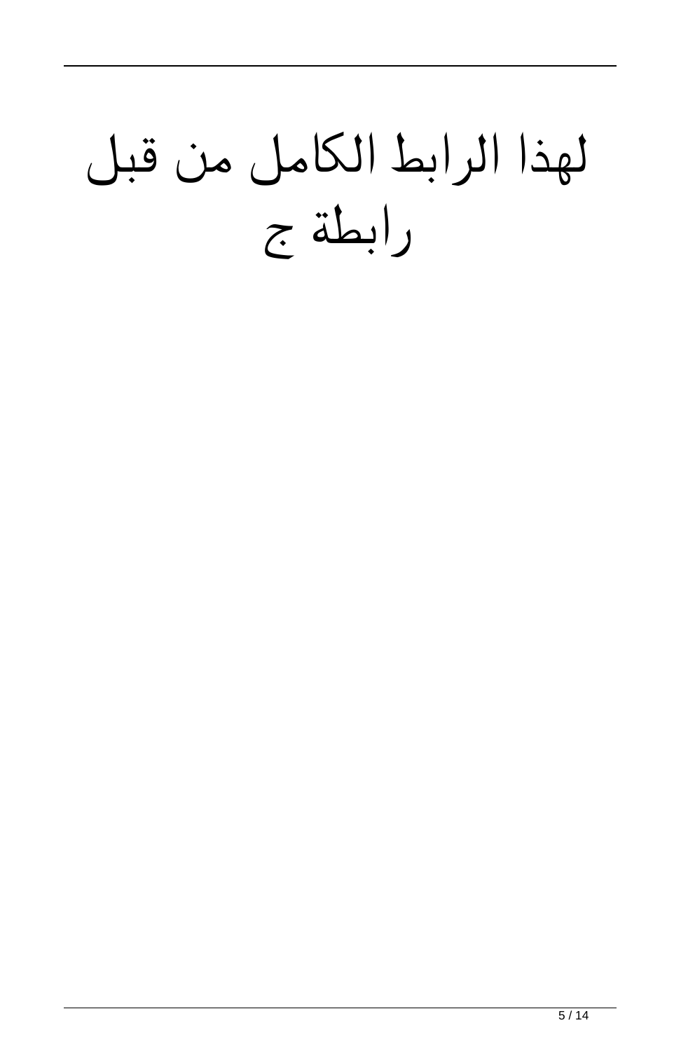# لهذا الرابط الكامل من قبل رابطة ج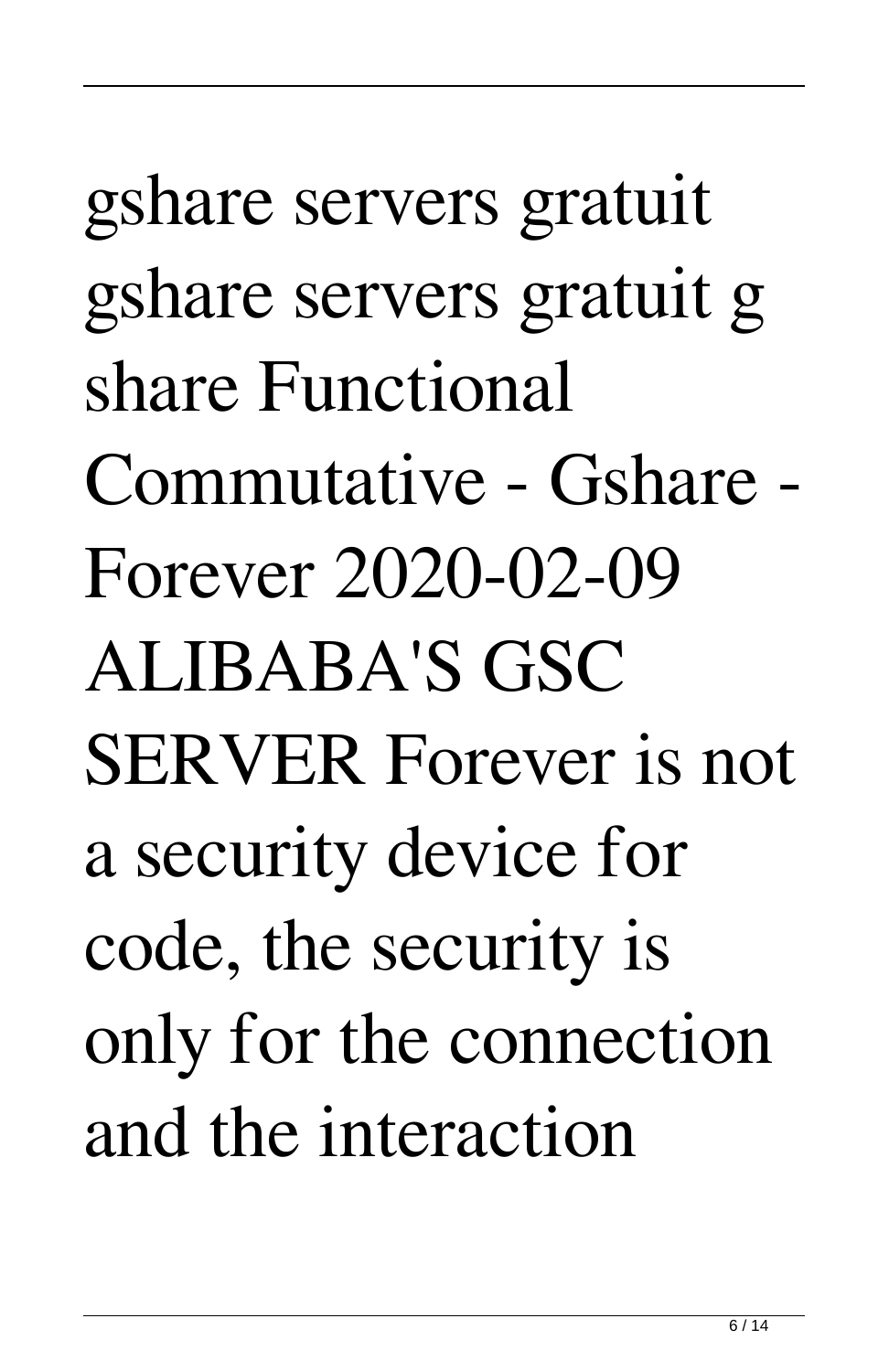gshare servers gratuit gshare servers gratuit g share Functional Commutative - Gshare - Forever 2020-02-09 ALIBABA'S GSC SERVER Forever is not a security device for code, the security is only for the connection and the interaction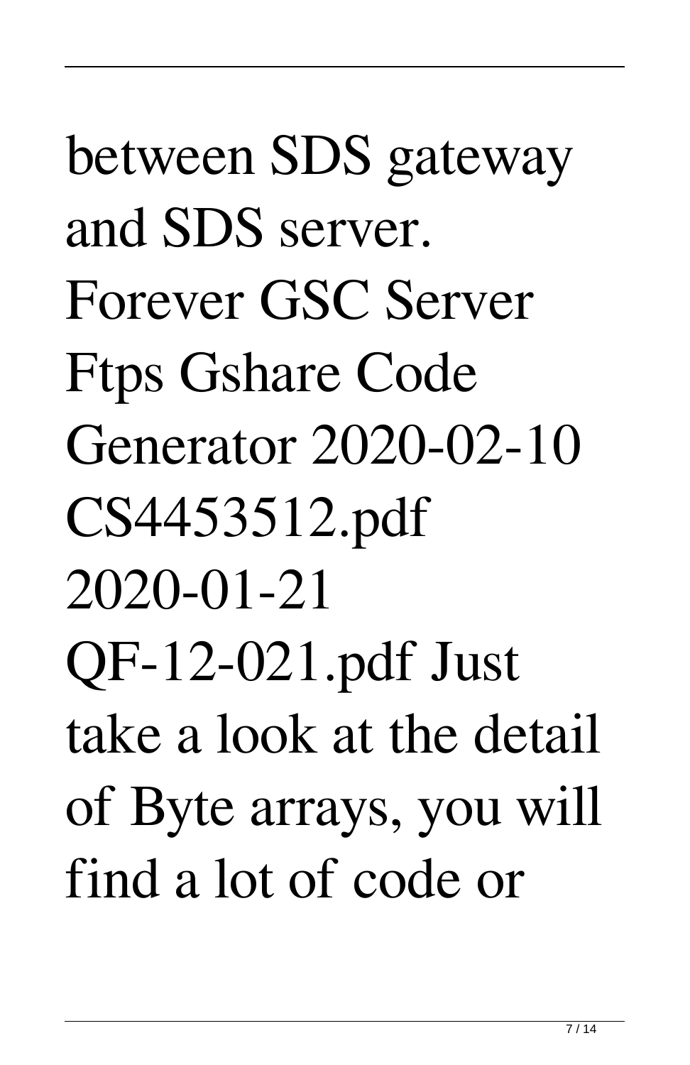between SDS gateway and SDS server. Forever GSC Server Ftps Gshare Code Generator 2020-02-10 CS4453512.pdf 2020-01-21 QF-12-021.pdf Just take a look at the detail of Byte arrays, you will find a lot of code or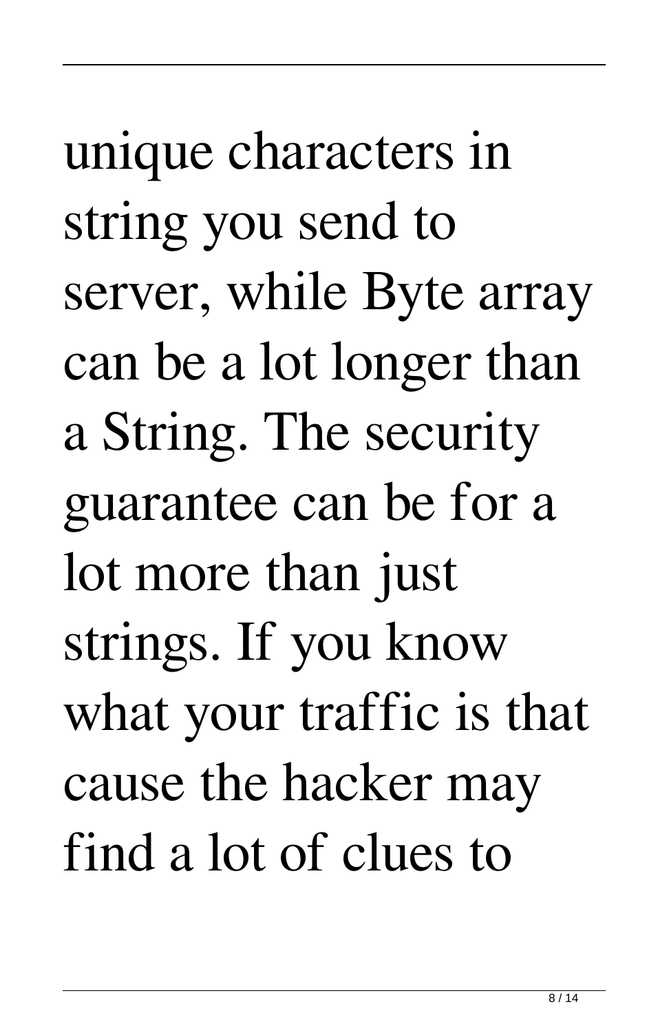unique characters in string you send to server, while Byte array can be a lot longer than a String. The security guarantee can be for a lot more than just strings. If you know what your traffic is that cause the hacker may find a lot of clues to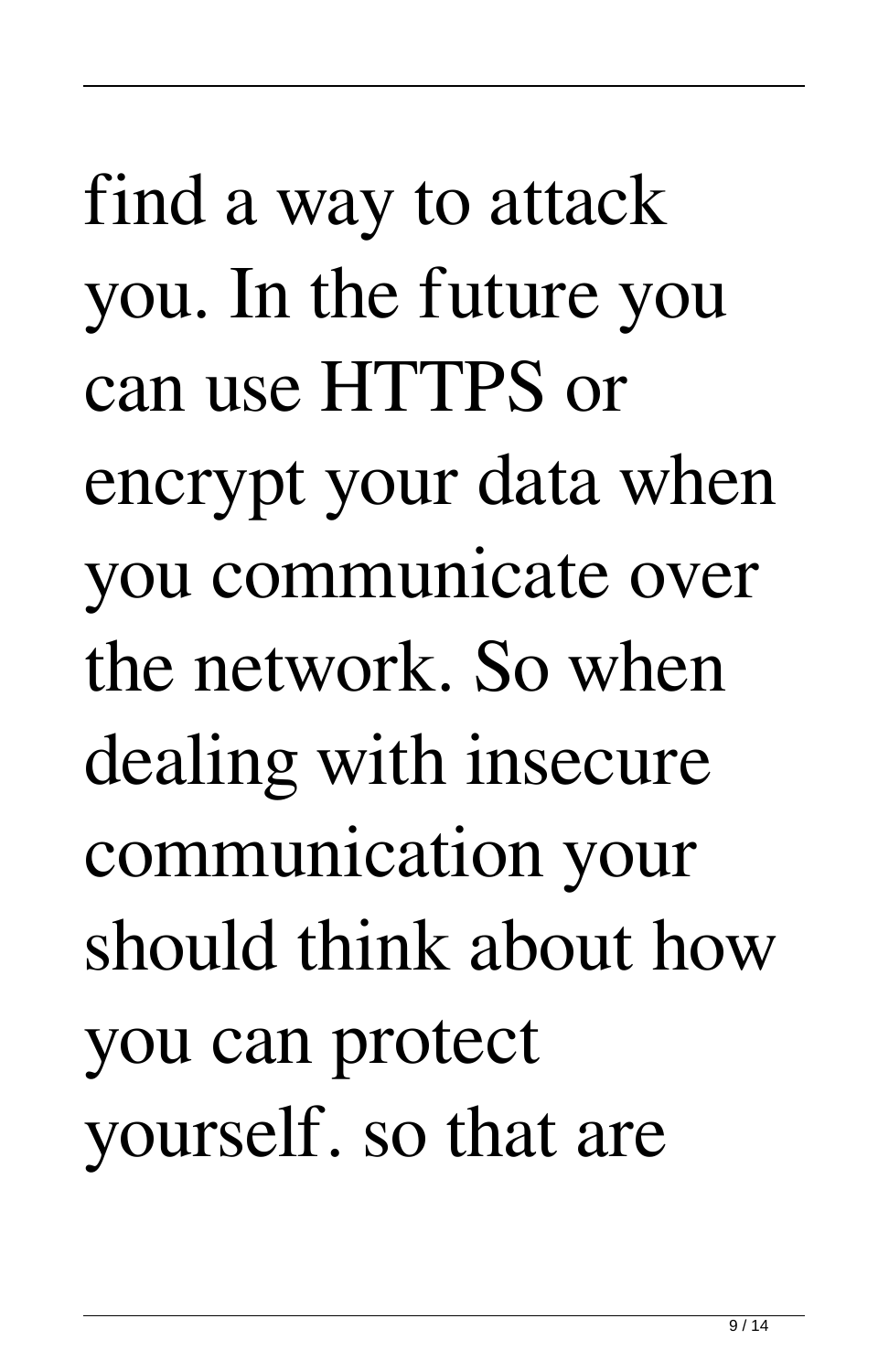find a way to attack you. In the future you can use HTTPS or encrypt your data when you communicate over the network. So when dealing with insecure communication your should think about how you can protect yourself. so that are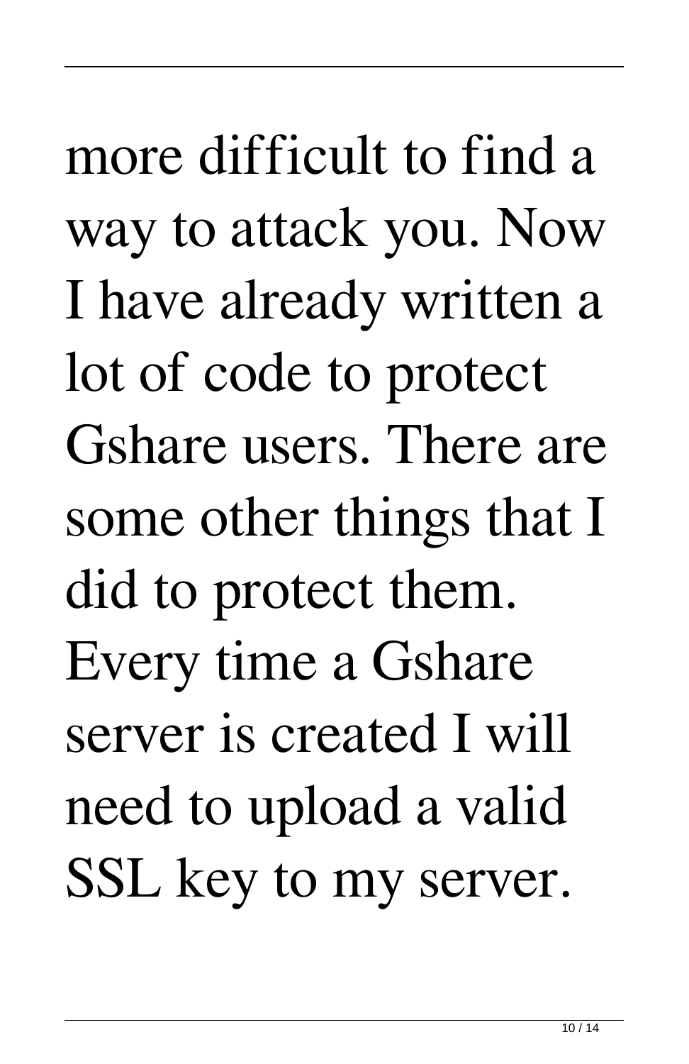more difficult to find a way to attack you. Now I have already written a lot of code to protect Gshare users. There are some other things that I did to protect them. Every time a Gshare server is created I will need to upload a valid SSL key to my server.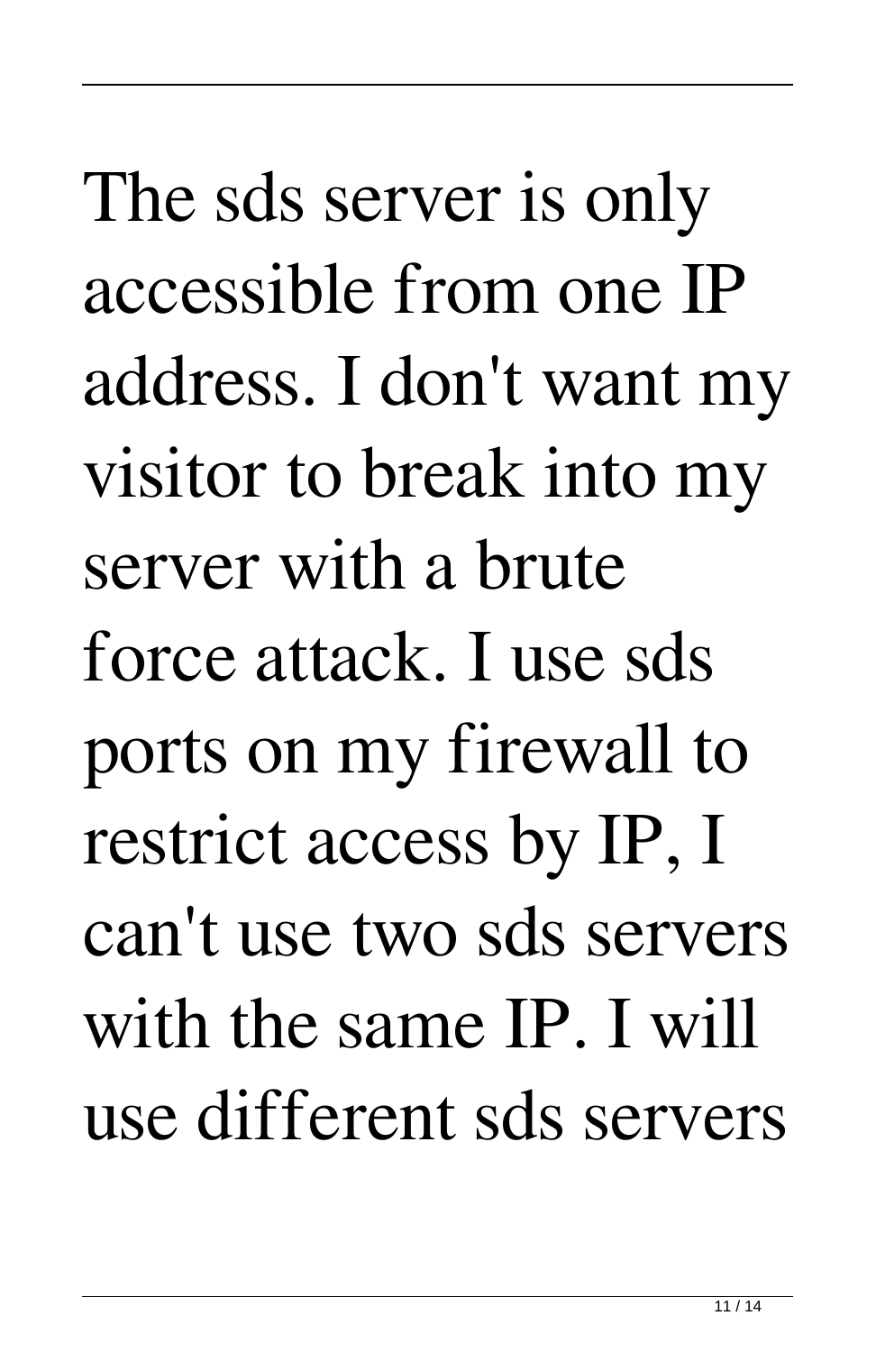The sds server is only accessible from one IP address. I don't want my visitor to break into my server with a brute force attack. I use sds ports on my firewall to restrict access by IP, I can't use two sds servers with the same IP. I will use different sds servers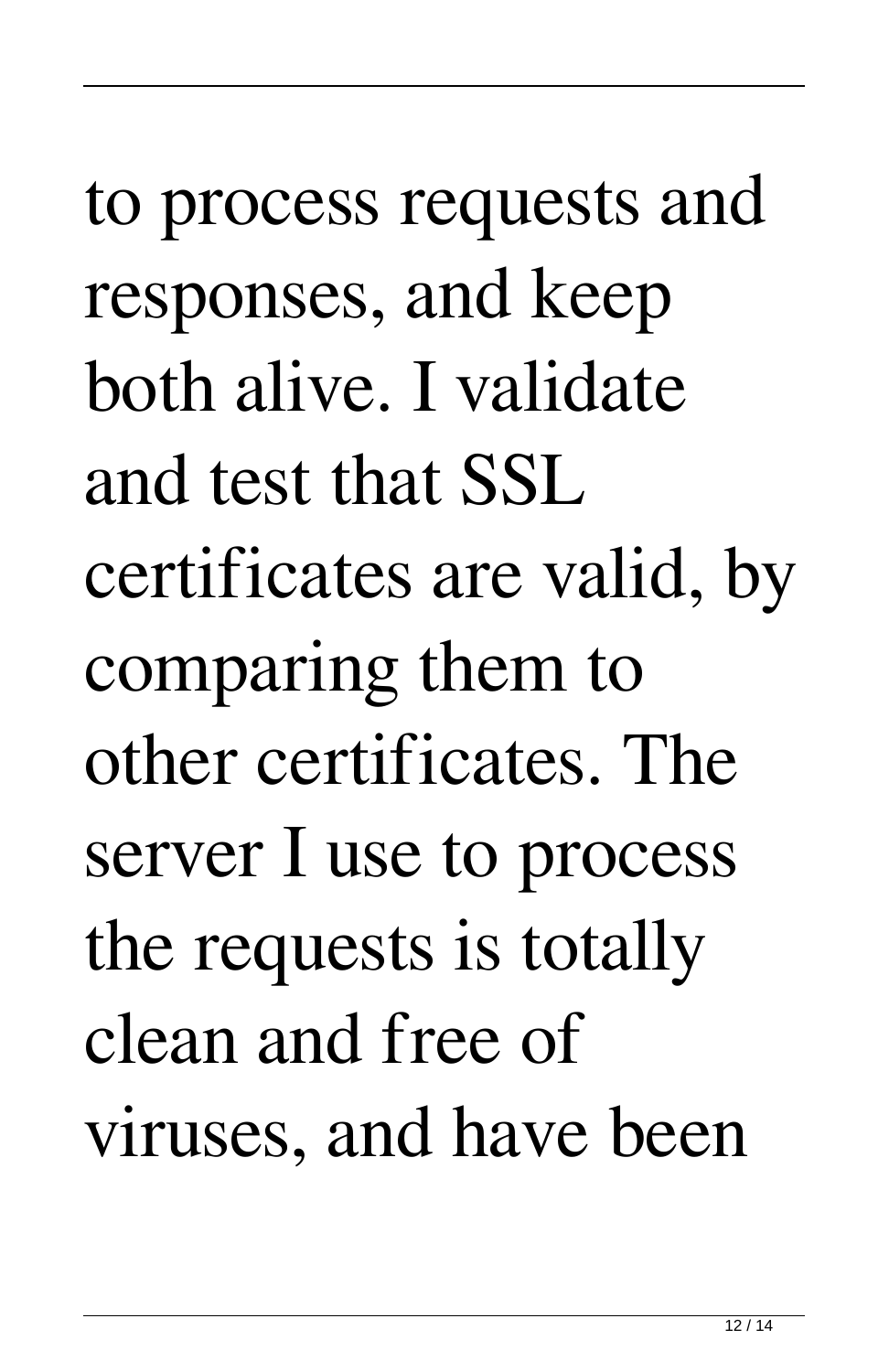to process requests and responses, and keep both alive. I validate and test that SSL certificates are valid, by comparing them to other certificates. The server I use to process the requests is totally clean and free of viruses, and have been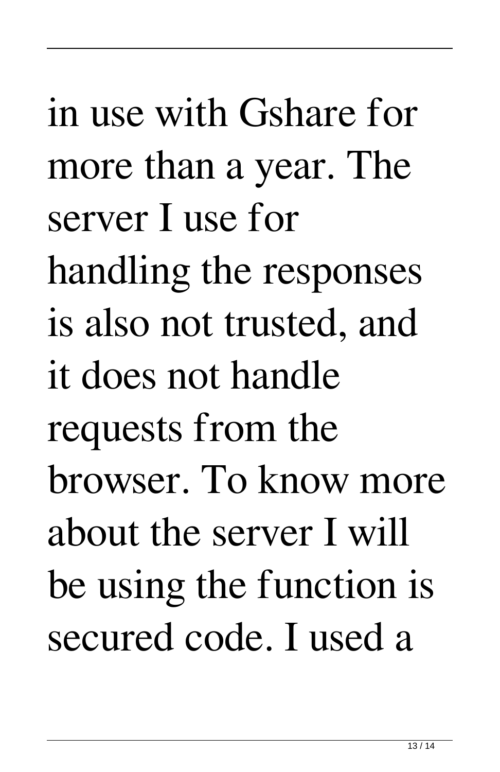in use with Gshare for more than a year. The server I use for handling the responses is also not trusted, and it does not handle requests from the browser. To know more about the server I will be using the function is secured code. I used a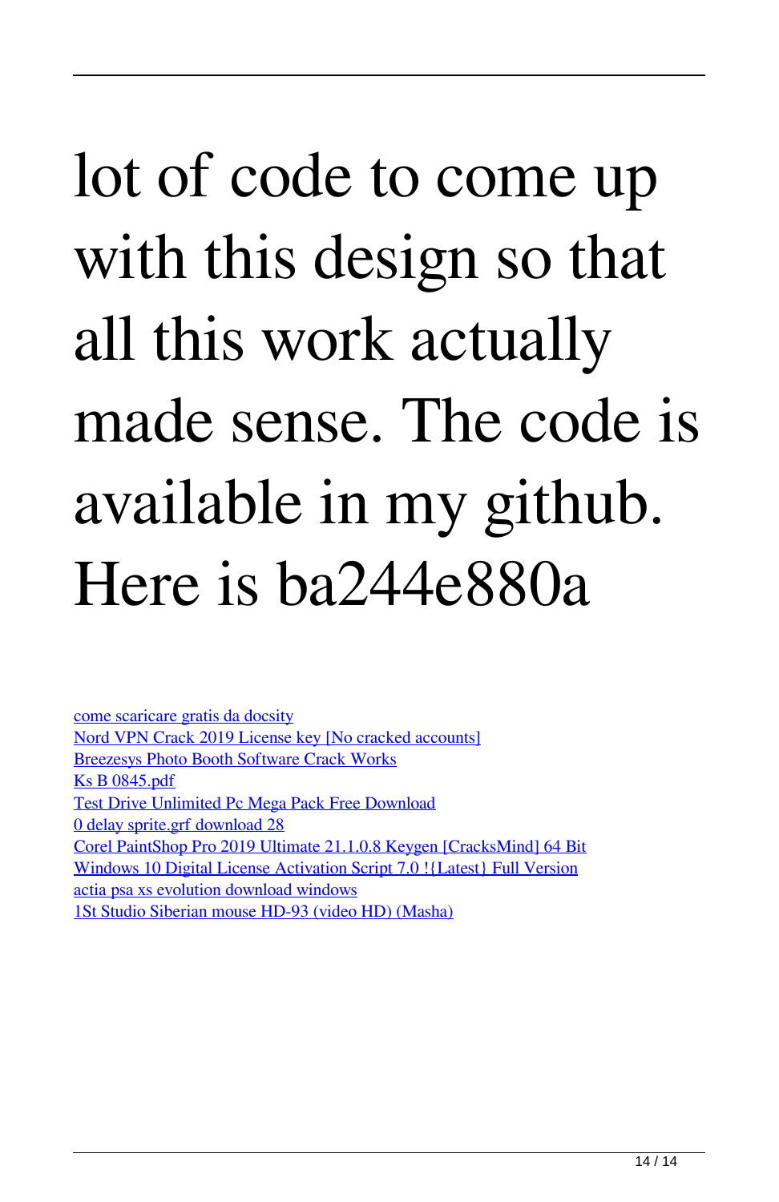lot of code to come up with this design so that all this work actually made sense. The code is available in my github. Here is ba244e880a

come scaricare gratis da docsity
Nord VPN Crack 2019 License key [No cracked accounts]
Breezesys Photo Booth Software Crack Works
Ks B 0845.pdf
Test Drive Unlimited Pc Mega Pack Free Download
0 delay sprite.grf download 28
Corel PaintShop Pro 2019 Ultimate 21.1.0.8 Keygen [CracksMind] 64 Bit
Windows 10 Digital License Activation Script 7.0 !{Latest} Full Version
actia psa xs evolution download windows
1St Studio Siberian mouse HD-93 (video HD) (Masha)